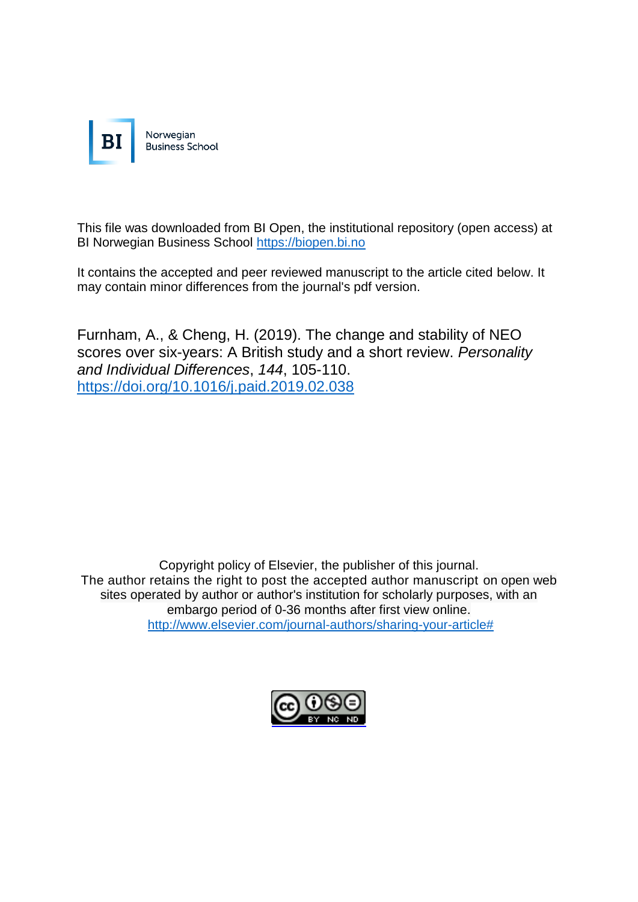BI Norwegian Business School

This file was downloaded from BI Open, the institutional repository (open access) at BI Norwegian Business School https://biopen.bi.no

It contains the accepted and peer reviewed manuscript to the article cited below. It may contain minor differences from the journal's pdf version.

Furnham, A., & Cheng, H. (2019). The change and stability of NEO scores over six-years: A British study and a short review. *Personality and Individual Differences*, *144*, 105-110. https://doi.org/10.1016/j.paid.2019.02.038

Copyright policy of Elsevier, the publisher of this journal.
The author retains the right to post the accepted author manuscript on open web sites operated by author or author's institution for scholarly purposes, with an embargo period of 0-36 months after first view online.
http://www.elsevier.com/journal-authors/sharing-your-article#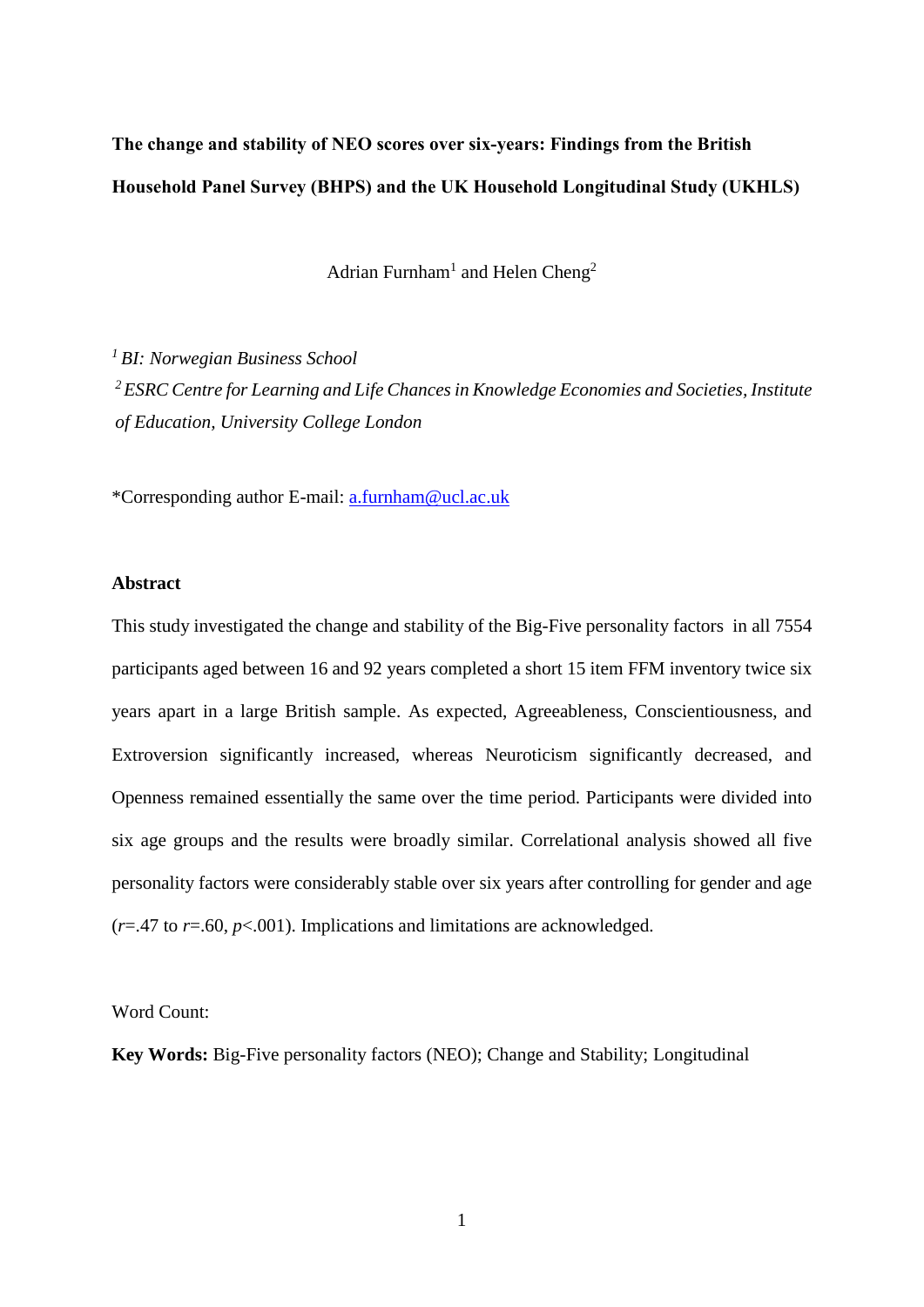**The change and stability of NEO scores over six-years: Findings from the British Household Panel Survey (BHPS) and the UK Household Longitudinal Study (UKHLS)**

Adrian Furnham[1] and Helen Cheng[2]

[1] *BI: Norwegian Business School*

[2] *ESRC Centre for Learning and Life Chances in Knowledge Economies and Societies, Institute of Education, University College London*

*Corresponding author E-mail: a.furnham@ucl.ac.uk

## Abstract

This study investigated the change and stability of the Big-Five personality factors in all 7554 participants aged between 16 and 92 years completed a short 15 item FFM inventory twice six years apart in a large British sample. As expected, Agreeableness, Conscientiousness, and Extroversion significantly increased, whereas Neuroticism significantly decreased, and Openness remained essentially the same over the time period. Participants were divided into six age groups and the results were broadly similar. Correlational analysis showed all five personality factors were considerably stable over six years after controlling for gender and age ($r$=.47 to $r$=.60, $p$<.001). Implications and limitations are acknowledged.

Word Count:

**Key Words:** Big-Five personality factors (NEO); Change and Stability; Longitudinal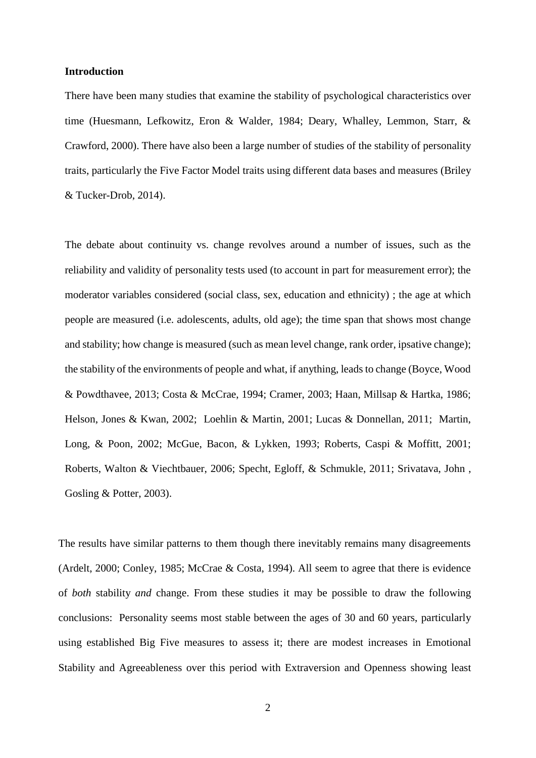**Introduction**

There have been many studies that examine the stability of psychological characteristics over time (Huesmann, Lefkowitz, Eron & Walder, 1984; Deary, Whalley, Lemmon, Starr, & Crawford, 2000). There have also been a large number of studies of the stability of personality traits, particularly the Five Factor Model traits using different data bases and measures (Briley & Tucker-Drob, 2014).

The debate about continuity vs. change revolves around a number of issues, such as the reliability and validity of personality tests used (to account in part for measurement error); the moderator variables considered (social class, sex, education and ethnicity) ; the age at which people are measured (i.e. adolescents, adults, old age); the time span that shows most change and stability; how change is measured (such as mean level change, rank order, ipsative change); the stability of the environments of people and what, if anything, leads to change (Boyce, Wood & Powdthavee, 2013; Costa & McCrae, 1994; Cramer, 2003; Haan, Millsap & Hartka, 1986; Helson, Jones & Kwan, 2002; Loehlin & Martin, 2001; Lucas & Donnellan, 2011; Martin, Long, & Poon, 2002; McGue, Bacon, & Lykken, 1993; Roberts, Caspi & Moffitt, 2001; Roberts, Walton & Viechtbauer, 2006; Specht, Egloff, & Schmukle, 2011; Srivatava, John , Gosling & Potter, 2003).

The results have similar patterns to them though there inevitably remains many disagreements (Ardelt, 2000; Conley, 1985; McCrae & Costa, 1994). All seem to agree that there is evidence of *both* stability *and* change. From these studies it may be possible to draw the following conclusions: Personality seems most stable between the ages of 30 and 60 years, particularly using established Big Five measures to assess it; there are modest increases in Emotional Stability and Agreeableness over this period with Extraversion and Openness showing least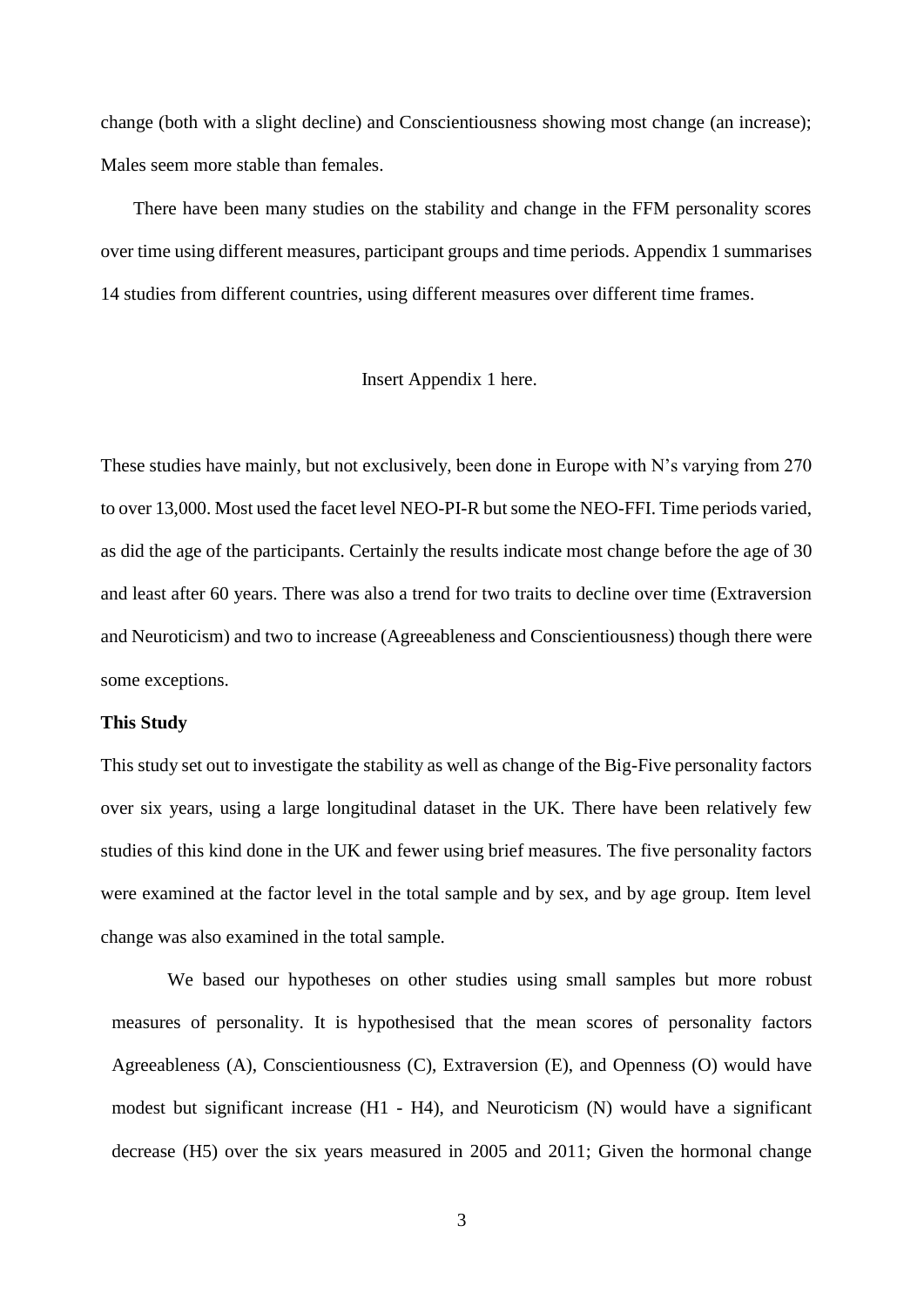change (both with a slight decline) and Conscientiousness showing most change (an increase); Males seem more stable than females.

There have been many studies on the stability and change in the FFM personality scores over time using different measures, participant groups and time periods. Appendix 1 summarises 14 studies from different countries, using different measures over different time frames.

Insert Appendix 1 here.

These studies have mainly, but not exclusively, been done in Europe with N's varying from 270 to over 13,000. Most used the facet level NEO-PI-R but some the NEO-FFI. Time periods varied, as did the age of the participants. Certainly the results indicate most change before the age of 30 and least after 60 years. There was also a trend for two traits to decline over time (Extraversion and Neuroticism) and two to increase (Agreeableness and Conscientiousness) though there were some exceptions.

**This Study**

This study set out to investigate the stability as well as change of the Big-Five personality factors over six years, using a large longitudinal dataset in the UK. There have been relatively few studies of this kind done in the UK and fewer using brief measures. The five personality factors were examined at the factor level in the total sample and by sex, and by age group. Item level change was also examined in the total sample.

We based our hypotheses on other studies using small samples but more robust measures of personality. It is hypothesised that the mean scores of personality factors Agreeableness (A), Conscientiousness (C), Extraversion (E), and Openness (O) would have modest but significant increase (H1 - H4), and Neuroticism (N) would have a significant decrease (H5) over the six years measured in 2005 and 2011; Given the hormonal change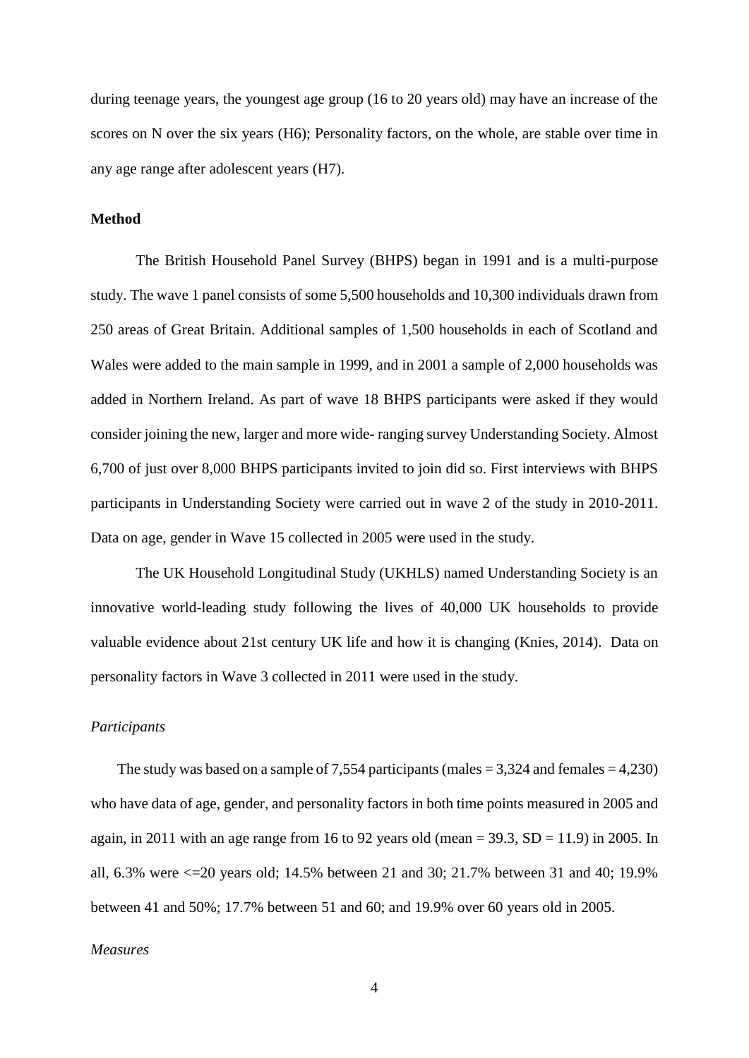during teenage years, the youngest age group (16 to 20 years old) may have an increase of the scores on N over the six years (H6); Personality factors, on the whole, are stable over time in any age range after adolescent years (H7).

## Method

The British Household Panel Survey (BHPS) began in 1991 and is a multi-purpose study. The wave 1 panel consists of some 5,500 households and 10,300 individuals drawn from 250 areas of Great Britain. Additional samples of 1,500 households in each of Scotland and Wales were added to the main sample in 1999, and in 2001 a sample of 2,000 households was added in Northern Ireland. As part of wave 18 BHPS participants were asked if they would consider joining the new, larger and more wide- ranging survey Understanding Society. Almost 6,700 of just over 8,000 BHPS participants invited to join did so. First interviews with BHPS participants in Understanding Society were carried out in wave 2 of the study in 2010-2011. Data on age, gender in Wave 15 collected in 2005 were used in the study.

The UK Household Longitudinal Study (UKHLS) named Understanding Society is an innovative world-leading study following the lives of 40,000 UK households to provide valuable evidence about 21st century UK life and how it is changing (Knies, 2014). Data on personality factors in Wave 3 collected in 2011 were used in the study.

### *Participants*

The study was based on a sample of 7,554 participants (males = 3,324 and females = 4,230) who have data of age, gender, and personality factors in both time points measured in 2005 and again, in 2011 with an age range from 16 to 92 years old (mean = 39.3, SD = 11.9) in 2005. In all, 6.3% were <=20 years old; 14.5% between 21 and 30; 21.7% between 31 and 40; 19.9% between 41 and 50%; 17.7% between 51 and 60; and 19.9% over 60 years old in 2005.

### *Measures*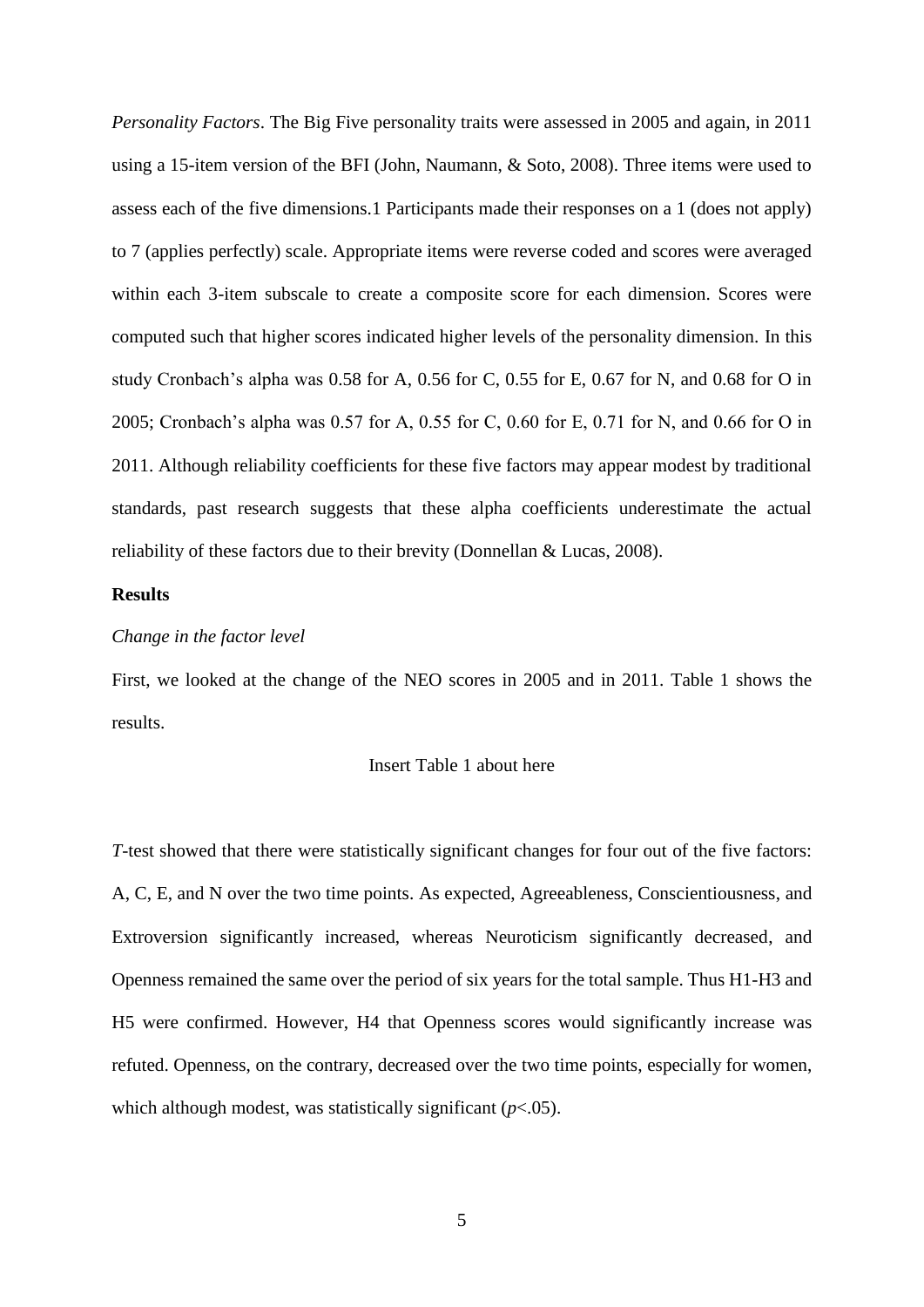*Personality Factors*. The Big Five personality traits were assessed in 2005 and again, in 2011 using a 15-item version of the BFI (John, Naumann, & Soto, 2008). Three items were used to assess each of the five dimensions.[1] Participants made their responses on a 1 (does not apply) to 7 (applies perfectly) scale. Appropriate items were reverse coded and scores were averaged within each 3-item subscale to create a composite score for each dimension. Scores were computed such that higher scores indicated higher levels of the personality dimension. In this study Cronbach's alpha was 0.58 for A, 0.56 for C, 0.55 for E, 0.67 for N, and 0.68 for O in 2005; Cronbach's alpha was 0.57 for A, 0.55 for C, 0.60 for E, 0.71 for N, and 0.66 for O in 2011. Although reliability coefficients for these five factors may appear modest by traditional standards, past research suggests that these alpha coefficients underestimate the actual reliability of these factors due to their brevity (Donnellan & Lucas, 2008).

## Results

*Change in the factor level*

First, we looked at the change of the NEO scores in 2005 and in 2011. Table 1 shows the results.

Insert Table 1 about here

*T*-test showed that there were statistically significant changes for four out of the five factors: A, C, E, and N over the two time points. As expected, Agreeableness, Conscientiousness, and Extroversion significantly increased, whereas Neuroticism significantly decreased, and Openness remained the same over the period of six years for the total sample. Thus H1-H3 and H5 were confirmed. However, H4 that Openness scores would significantly increase was refuted. Openness, on the contrary, decreased over the two time points, especially for women, which although modest, was statistically significant ($p<.05$).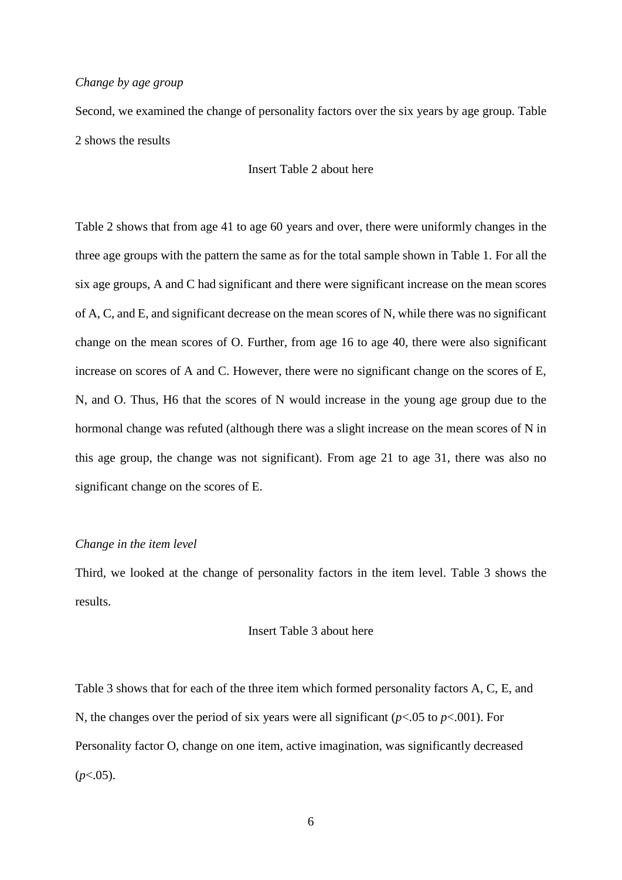*Change by age group*

Second, we examined the change of personality factors over the six years by age group. Table 2 shows the results

Insert Table 2 about here

Table 2 shows that from age 41 to age 60 years and over, there were uniformly changes in the three age groups with the pattern the same as for the total sample shown in Table 1. For all the six age groups, A and C had significant and there were significant increase on the mean scores of A, C, and E, and significant decrease on the mean scores of N, while there was no significant change on the mean scores of O. Further, from age 16 to age 40, there were also significant increase on scores of A and C. However, there were no significant change on the scores of E, N, and O. Thus, H6 that the scores of N would increase in the young age group due to the hormonal change was refuted (although there was a slight increase on the mean scores of N in this age group, the change was not significant). From age 21 to age 31, there was also no significant change on the scores of E.

*Change in the item level*

Third, we looked at the change of personality factors in the item level. Table 3 shows the results.

Insert Table 3 about here

Table 3 shows that for each of the three item which formed personality factors A, C, E, and N, the changes over the period of six years were all significant ($p<.05$ to $p<.001$). For Personality factor O, change on one item, active imagination, was significantly decreased ($p<.05$).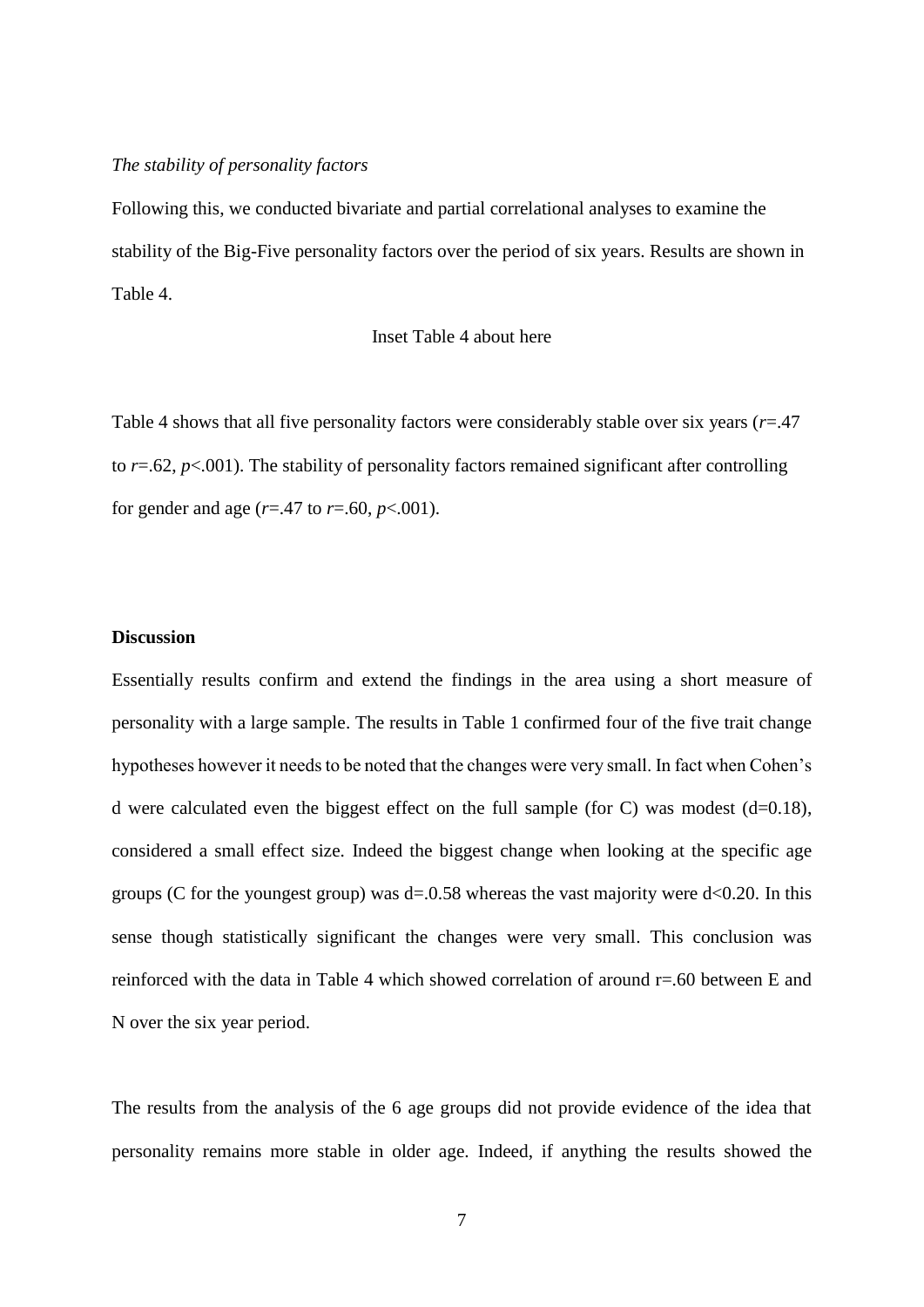*The stability of personality factors*

Following this, we conducted bivariate and partial correlational analyses to examine the stability of the Big-Five personality factors over the period of six years. Results are shown in Table 4.

Inset Table 4 about here

Table 4 shows that all five personality factors were considerably stable over six years ($r$=.47 to $r$=.62, $p$<.001). The stability of personality factors remained significant after controlling for gender and age ($r$=.47 to $r$=.60, $p$<.001).

**Discussion**

Essentially results confirm and extend the findings in the area using a short measure of personality with a large sample. The results in Table 1 confirmed four of the five trait change hypotheses however it needs to be noted that the changes were very small. In fact when Cohen's d were calculated even the biggest effect on the full sample (for C) was modest (d=0.18), considered a small effect size. Indeed the biggest change when looking at the specific age groups (C for the youngest group) was d=.0.58 whereas the vast majority were d<0.20. In this sense though statistically significant the changes were very small. This conclusion was reinforced with the data in Table 4 which showed correlation of around r=.60 between E and N over the six year period.

The results from the analysis of the 6 age groups did not provide evidence of the idea that personality remains more stable in older age. Indeed, if anything the results showed the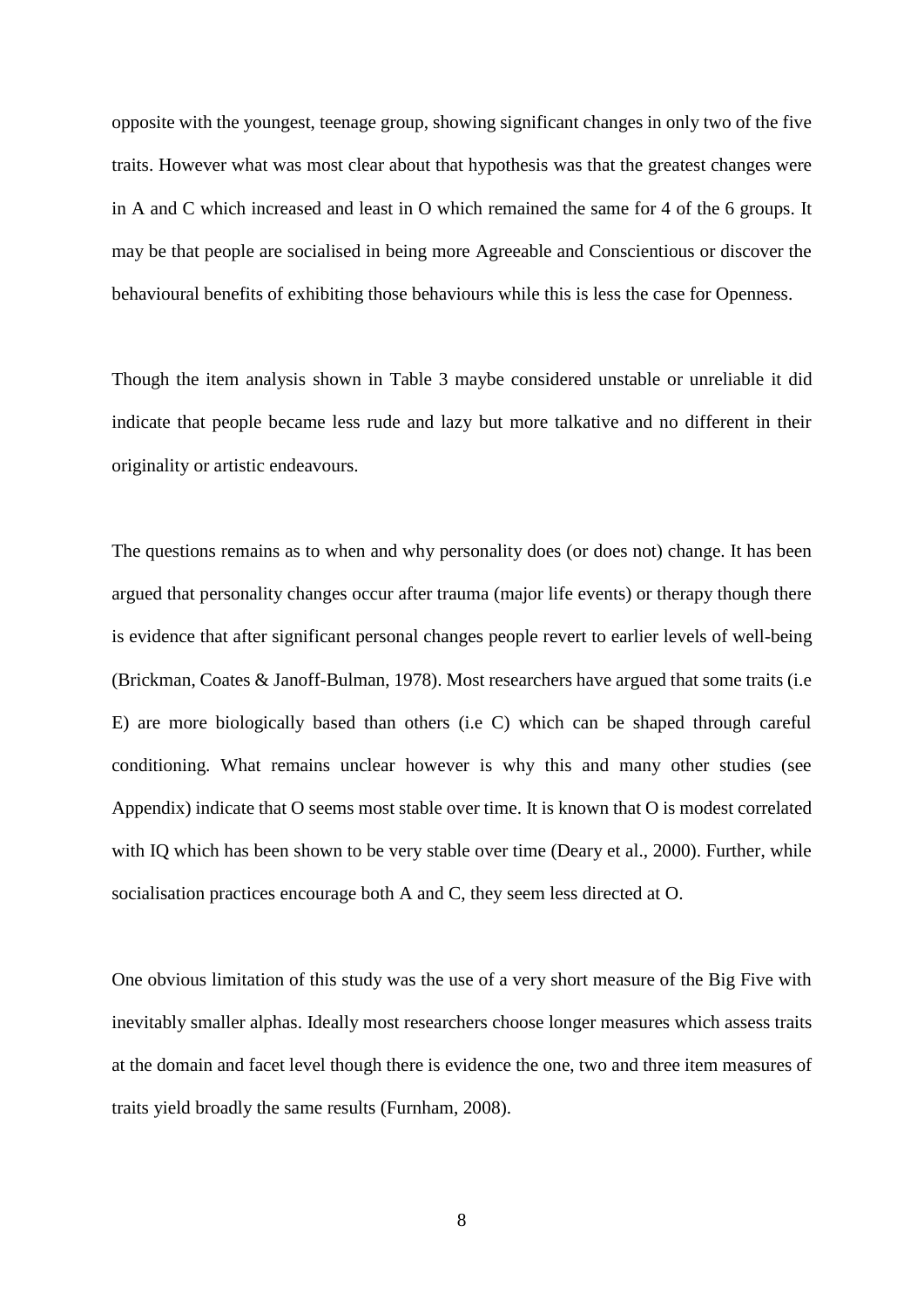opposite with the youngest, teenage group, showing significant changes in only two of the five traits. However what was most clear about that hypothesis was that the greatest changes were in A and C which increased and least in O which remained the same for 4 of the 6 groups. It may be that people are socialised in being more Agreeable and Conscientious or discover the behavioural benefits of exhibiting those behaviours while this is less the case for Openness.

Though the item analysis shown in Table 3 maybe considered unstable or unreliable it did indicate that people became less rude and lazy but more talkative and no different in their originality or artistic endeavours.

The questions remains as to when and why personality does (or does not) change. It has been argued that personality changes occur after trauma (major life events) or therapy though there is evidence that after significant personal changes people revert to earlier levels of well-being (Brickman, Coates & Janoff-Bulman, 1978). Most researchers have argued that some traits (i.e E) are more biologically based than others (i.e C) which can be shaped through careful conditioning. What remains unclear however is why this and many other studies (see Appendix) indicate that O seems most stable over time. It is known that O is modest correlated with IQ which has been shown to be very stable over time (Deary et al., 2000). Further, while socialisation practices encourage both A and C, they seem less directed at O.

One obvious limitation of this study was the use of a very short measure of the Big Five with inevitably smaller alphas. Ideally most researchers choose longer measures which assess traits at the domain and facet level though there is evidence the one, two and three item measures of traits yield broadly the same results (Furnham, 2008).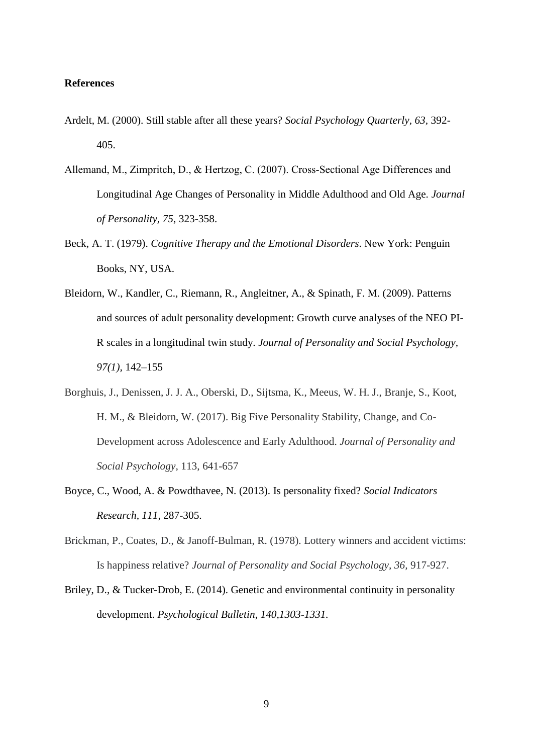**References**

Ardelt, M. (2000). Still stable after all these years? *Social Psychology Quarterly*, *63*, 392-405.

Allemand, M., Zimpritch, D., & Hertzog, C. (2007). Cross-Sectional Age Differences and Longitudinal Age Changes of Personality in Middle Adulthood and Old Age. *Journal of Personality*, *75*, 323-358.

Beck, A. T. (1979). *Cognitive Therapy and the Emotional Disorders*. New York: Penguin Books, NY, USA.

Bleidorn, W., Kandler, C., Riemann, R., Angleitner, A., & Spinath, F. M. (2009). Patterns and sources of adult personality development: Growth curve analyses of the NEO PI-R scales in a longitudinal twin study. *Journal of Personality and Social Psychology, 97(1),* 142–155

Borghuis, J., Denissen, J. J. A., Oberski, D., Sijtsma, K., Meeus, W. H. J., Branje, S., Koot, H. M., & Bleidorn, W. (2017). Big Five Personality Stability, Change, and Co-Development across Adolescence and Early Adulthood. *Journal of Personality and Social Psychology*, 113, 641-657

Boyce, C., Wood, A. & Powdthavee, N. (2013). Is personality fixed? *Social Indicators Research, 111,* 287-305.

Brickman, P., Coates, D., & Janoff-Bulman, R. (1978). Lottery winners and accident victims: Is happiness relative? *Journal of Personality and Social Psychology*, *36,* 917-927.

Briley, D., & Tucker-Drob, E. (2014). Genetic and environmental continuity in personality development. *Psychological Bulletin, 140,1303-1331.*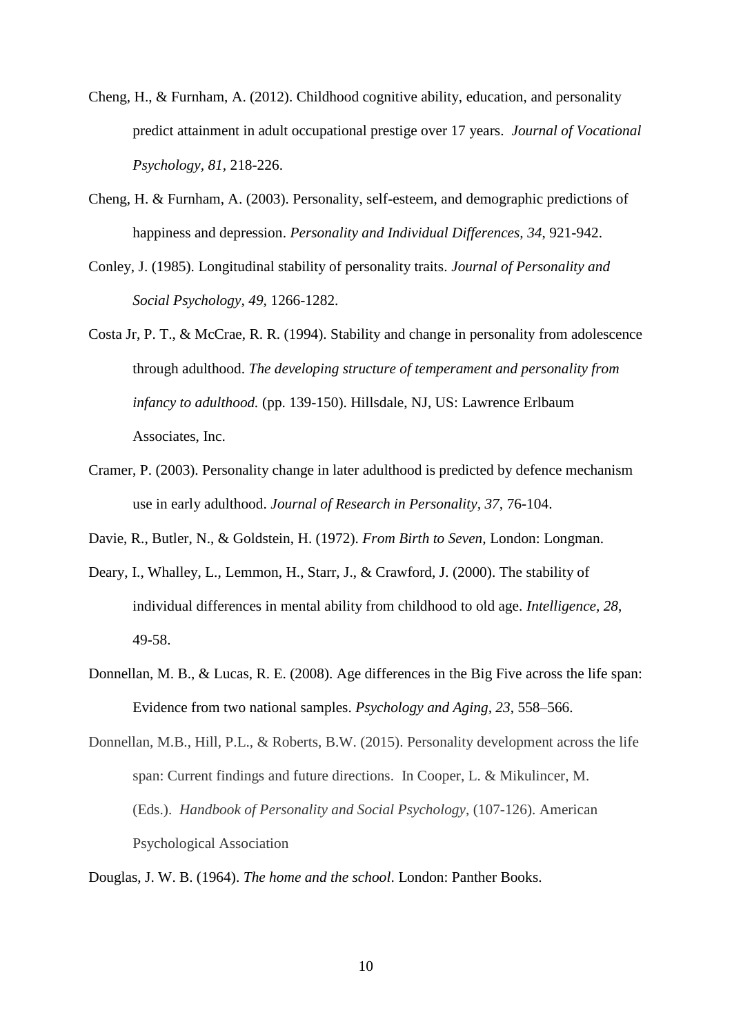Cheng, H., & Furnham, A. (2012). Childhood cognitive ability, education, and personality predict attainment in adult occupational prestige over 17 years. *Journal of Vocational Psychology, 81*, 218-226.

Cheng, H. & Furnham, A. (2003). Personality, self-esteem, and demographic predictions of happiness and depression. *Personality and Individual Differences, 34*, 921-942.

Conley, J. (1985). Longitudinal stability of personality traits. *Journal of Personality and Social Psychology, 49,* 1266-1282.

Costa Jr, P. T., & McCrae, R. R. (1994). Stability and change in personality from adolescence through adulthood. *The developing structure of temperament and personality from infancy to adulthood.* (pp. 139-150). Hillsdale, NJ, US: Lawrence Erlbaum Associates, Inc.

Cramer, P. (2003). Personality change in later adulthood is predicted by defence mechanism use in early adulthood. *Journal of Research in Personality, 37*, 76-104.

Davie, R., Butler, N., & Goldstein, H. (1972). *From Birth to Seven,* London: Longman.

Deary, I., Whalley, L., Lemmon, H., Starr, J., & Crawford, J. (2000). The stability of individual differences in mental ability from childhood to old age. *Intelligence, 28*, 49-58.

Donnellan, M. B., & Lucas, R. E. (2008). Age differences in the Big Five across the life span: Evidence from two national samples. *Psychology and Aging, 23*, 558–566.

Donnellan, M.B., Hill, P.L., & Roberts, B.W. (2015). Personality development across the life span: Current findings and future directions. In Cooper, L. & Mikulincer, M. (Eds.). *Handbook of Personality and Social Psychology*, (107-126). American Psychological Association

Douglas, J. W. B. (1964). *The home and the school*. London: Panther Books.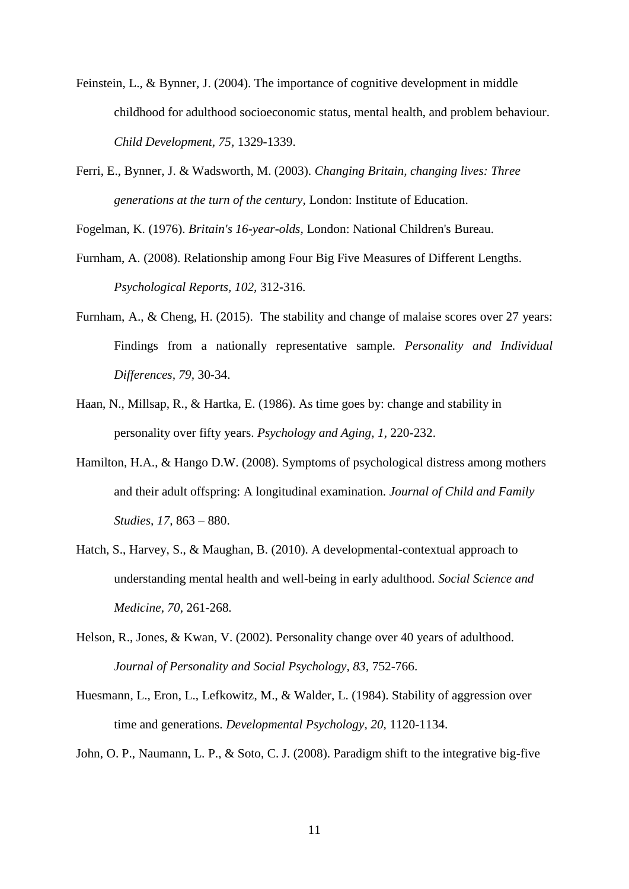Feinstein, L., & Bynner, J. (2004). The importance of cognitive development in middle childhood for adulthood socioeconomic status, mental health, and problem behaviour. *Child Development*, *75,* 1329-1339.

Ferri, E., Bynner, J. & Wadsworth, M. (2003). *Changing Britain, changing lives: Three generations at the turn of the century,* London: Institute of Education.

Fogelman, K. (1976). *Britain's 16-year-olds,* London: National Children's Bureau.

Furnham, A. (2008). Relationship among Four Big Five Measures of Different Lengths. *Psychological Reports, 102,* 312-316.

Furnham, A., & Cheng, H. (2015). The stability and change of malaise scores over 27 years: Findings from a nationally representative sample. *Personality and Individual Differences, 79,* 30-34.

Haan, N., Millsap, R., & Hartka, E. (1986). As time goes by: change and stability in personality over fifty years. *Psychology and Aging, 1,* 220-232.

Hamilton, H.A., & Hango D.W. (2008). Symptoms of psychological distress among mothers and their adult offspring: A longitudinal examination. *Journal of Child and Family Studies, 17,* 863 – 880.

Hatch, S., Harvey, S., & Maughan, B. (2010). A developmental-contextual approach to understanding mental health and well-being in early adulthood. *Social Science and Medicine, 70,* 261-268.

Helson, R., Jones, & Kwan, V. (2002). Personality change over 40 years of adulthood. *Journal of Personality and Social Psychology, 83,* 752-766.

Huesmann, L., Eron, L., Lefkowitz, M., & Walder, L. (1984). Stability of aggression over time and generations. *Developmental Psychology, 20,* 1120-1134.

John, O. P., Naumann, L. P., & Soto, C. J. (2008). Paradigm shift to the integrative big-five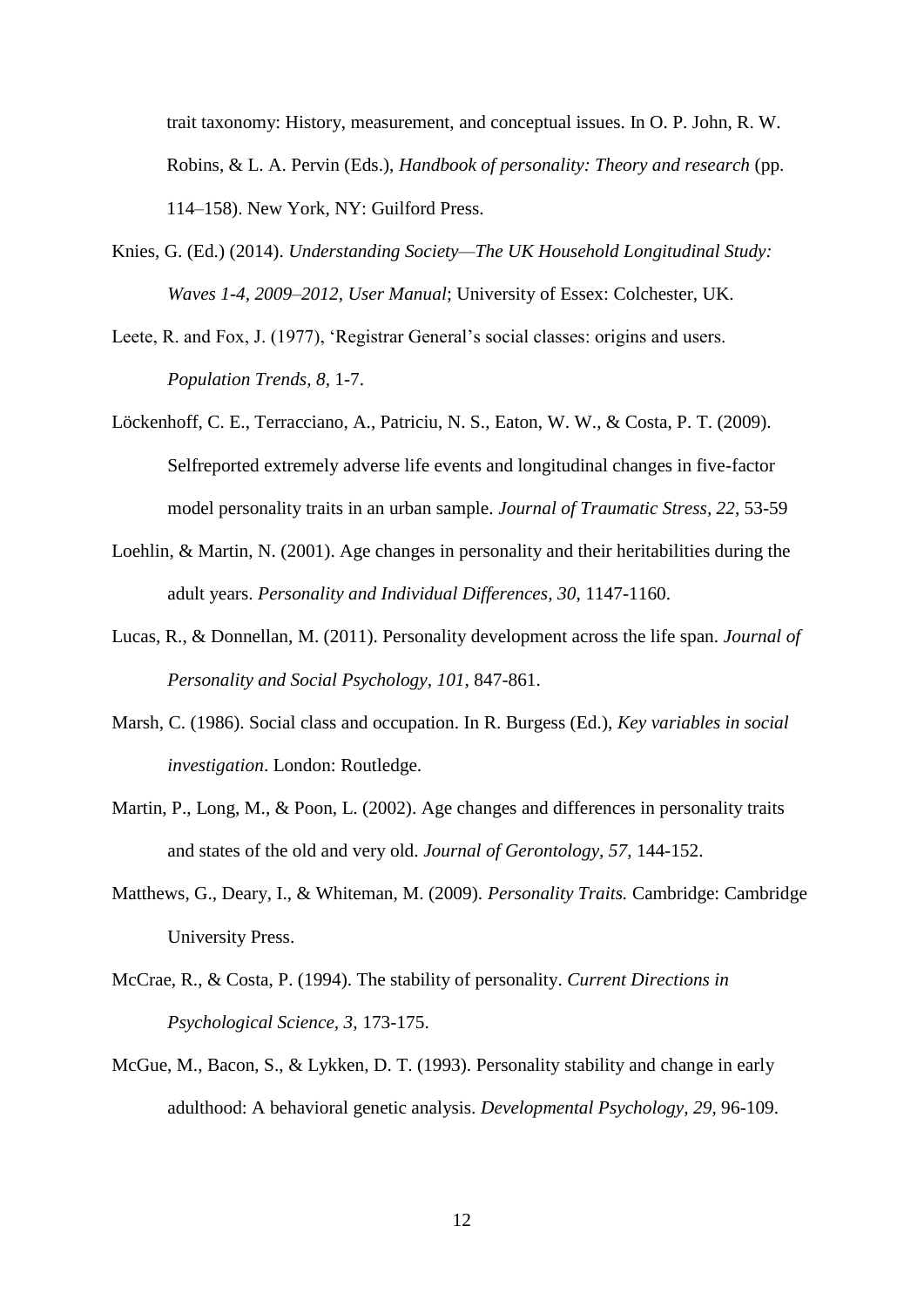trait taxonomy: History, measurement, and conceptual issues. In O. P. John, R. W. Robins, & L. A. Pervin (Eds.), *Handbook of personality: Theory and research* (pp. 114–158). New York, NY: Guilford Press.

Knies, G. (Ed.) (2014). *Understanding Society—The UK Household Longitudinal Study: Waves 1-4, 2009–2012, User Manual*; University of Essex: Colchester, UK.

Leete, R. and Fox, J. (1977), 'Registrar General's social classes: origins and users. *Population Trends, 8*, 1-7.

Löckenhoff, C. E., Terracciano, A., Patriciu, N. S., Eaton, W. W., & Costa, P. T. (2009). Selfreported extremely adverse life events and longitudinal changes in five-factor model personality traits in an urban sample. *Journal of Traumatic Stress, 22,* 53-59

Loehlin, & Martin, N. (2001). Age changes in personality and their heritabilities during the adult years. *Personality and Individual Differences, 30*, 1147-1160.

Lucas, R., & Donnellan, M. (2011). Personality development across the life span. *Journal of Personality and Social Psychology, 101,* 847-861.

Marsh, C. (1986). Social class and occupation. In R. Burgess (Ed.), *Key variables in social investigation*. London: Routledge.

Martin, P., Long, M., & Poon, L. (2002). Age changes and differences in personality traits and states of the old and very old. *Journal of Gerontology, 57,* 144-152.

Matthews, G., Deary, I., & Whiteman, M. (2009). *Personality Traits.* Cambridge: Cambridge University Press.

McCrae, R., & Costa, P. (1994). The stability of personality. *Current Directions in Psychological Science, 3,* 173-175.

McGue, M., Bacon, S., & Lykken, D. T. (1993). Personality stability and change in early adulthood: A behavioral genetic analysis. *Developmental Psychology, 29*, 96-109.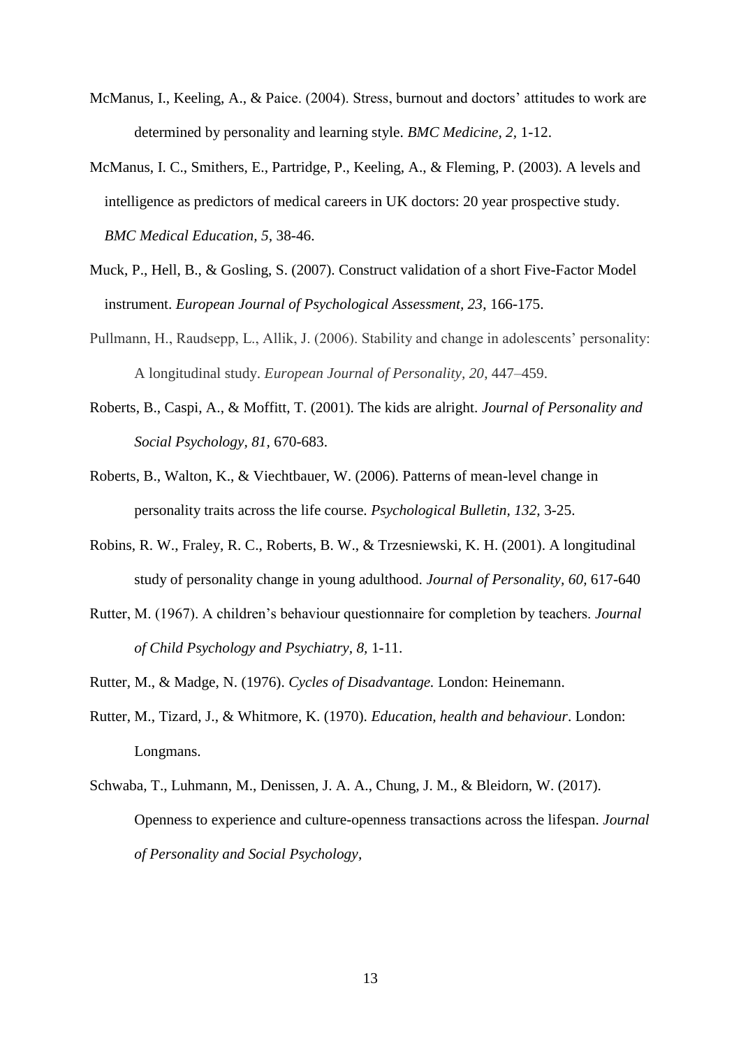McManus, I., Keeling, A., & Paice. (2004). Stress, burnout and doctors' attitudes to work are determined by personality and learning style. *BMC Medicine, 2,* 1-12.

McManus, I. C., Smithers, E., Partridge, P., Keeling, A., & Fleming, P. (2003). A levels and intelligence as predictors of medical careers in UK doctors: 20 year prospective study. *BMC Medical Education, 5,* 38-46.

Muck, P., Hell, B., & Gosling, S. (2007). Construct validation of a short Five-Factor Model instrument. *European Journal of Psychological Assessment*, *23*, 166-175.

Pullmann, H., Raudsepp, L., Allik, J. (2006). Stability and change in adolescents' personality: A longitudinal study. *European Journal of Personality*, *20*, 447–459.

Roberts, B., Caspi, A., & Moffitt, T. (2001). The kids are alright. *Journal of Personality and Social Psychology*, *81*, 670-683.

Roberts, B., Walton, K., & Viechtbauer, W. (2006). Patterns of mean-level change in personality traits across the life course. *Psychological Bulletin*, *132*, 3-25.

Robins, R. W., Fraley, R. C., Roberts, B. W., & Trzesniewski, K. H. (2001). A longitudinal study of personality change in young adulthood. *Journal of Personality, 60,* 617-640

Rutter, M. (1967). A children's behaviour questionnaire for completion by teachers. *Journal of Child Psychology and Psychiatry*, *8*, 1-11.

Rutter, M., & Madge, N. (1976). *Cycles of Disadvantage.* London: Heinemann.

Rutter, M., Tizard, J., & Whitmore, K. (1970). *Education, health and behaviour*. London: Longmans.

Schwaba, T., Luhmann, M., Denissen, J. A. A., Chung, J. M., & Bleidorn, W. (2017). Openness to experience and culture-openness transactions across the lifespan. *Journal of Personality and Social Psychology*,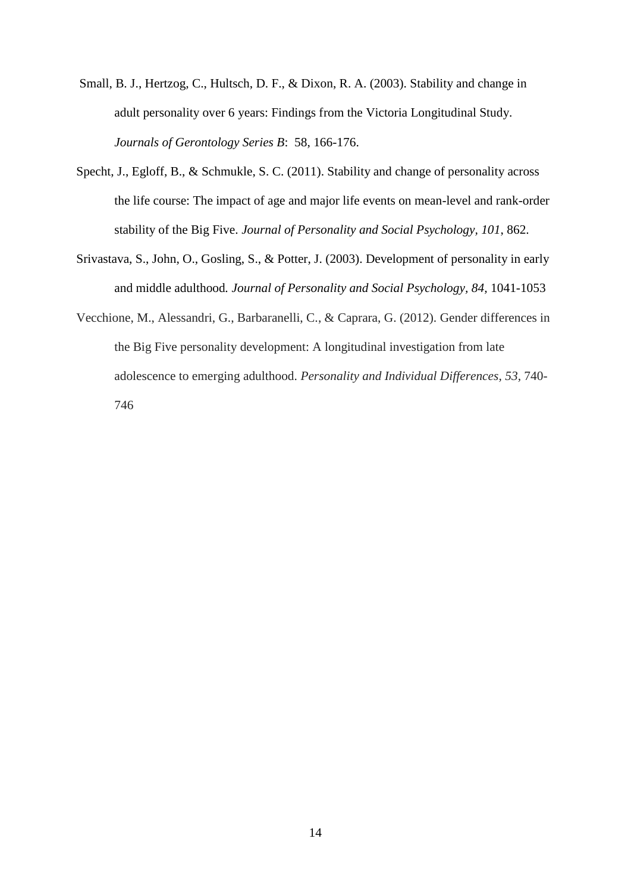Small, B. J., Hertzog, C., Hultsch, D. F., & Dixon, R. A. (2003). Stability and change in adult personality over 6 years: Findings from the Victoria Longitudinal Study. *Journals of Gerontology Series B*: 58, 166-176.

Specht, J., Egloff, B., & Schmukle, S. C. (2011). Stability and change of personality across the life course: The impact of age and major life events on mean-level and rank-order stability of the Big Five. *Journal of Personality and Social Psychology, 101*, 862.

Srivastava, S., John, O., Gosling, S., & Potter, J. (2003). Development of personality in early and middle adulthood. *Journal of Personality and Social Psychology, 84*, 1041-1053

Vecchione, M., Alessandri, G., Barbaranelli, C., & Caprara, G. (2012). Gender differences in the Big Five personality development: A longitudinal investigation from late adolescence to emerging adulthood. *Personality and Individual Differences, 53*, 740-746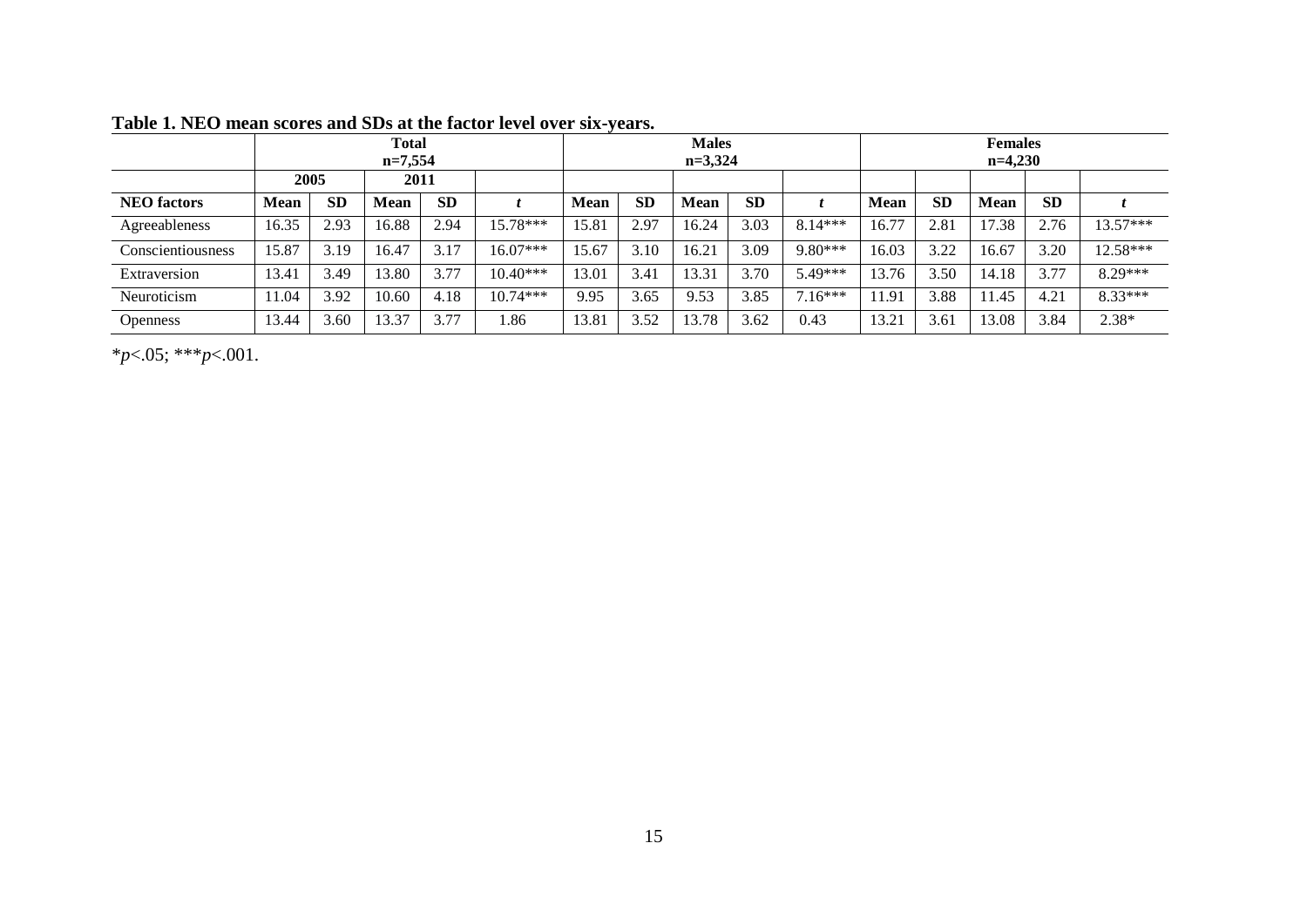**Table 1. NEO mean scores and SDs at the factor level over six-years.**

| | Total n=7,554 | | | | | Males n=3,324 | | | | | Females n=4,230 | | | | |
|---|---|---|---|---|---|---|---|---|---|---|---|---|---|---|---|
| | 2005 | | 2011 | | | | | | | | | | | | |
| **NEO factors** | **Mean** | **SD** | **Mean** | **SD** | ***t*** | **Mean** | **SD** | **Mean** | **SD** | ***t*** | **Mean** | **SD** | **Mean** | **SD** | ***t*** |
| Agreeableness | 16.35 | 2.93 | 16.88 | 2.94 | 15.78*** | 15.81 | 2.97 | 16.24 | 3.03 | 8.14*** | 16.77 | 2.81 | 17.38 | 2.76 | 13.57*** |
| Conscientiousness | 15.87 | 3.19 | 16.47 | 3.17 | 16.07*** | 15.67 | 3.10 | 16.21 | 3.09 | 9.80*** | 16.03 | 3.22 | 16.67 | 3.20 | 12.58*** |
| Extraversion | 13.41 | 3.49 | 13.80 | 3.77 | 10.40*** | 13.01 | 3.41 | 13.31 | 3.70 | 5.49*** | 13.76 | 3.50 | 14.18 | 3.77 | 8.29*** |
| Neuroticism | 11.04 | 3.92 | 10.60 | 4.18 | 10.74*** | 9.95 | 3.65 | 9.53 | 3.85 | 7.16*** | 11.91 | 3.88 | 11.45 | 4.21 | 8.33*** |
| Openness | 13.44 | 3.60 | 13.37 | 3.77 | 1.86 | 13.81 | 3.52 | 13.78 | 3.62 | 0.43 | 13.21 | 3.61 | 13.08 | 3.84 | 2.38* |

*$p<.05$; ***$p<.001$.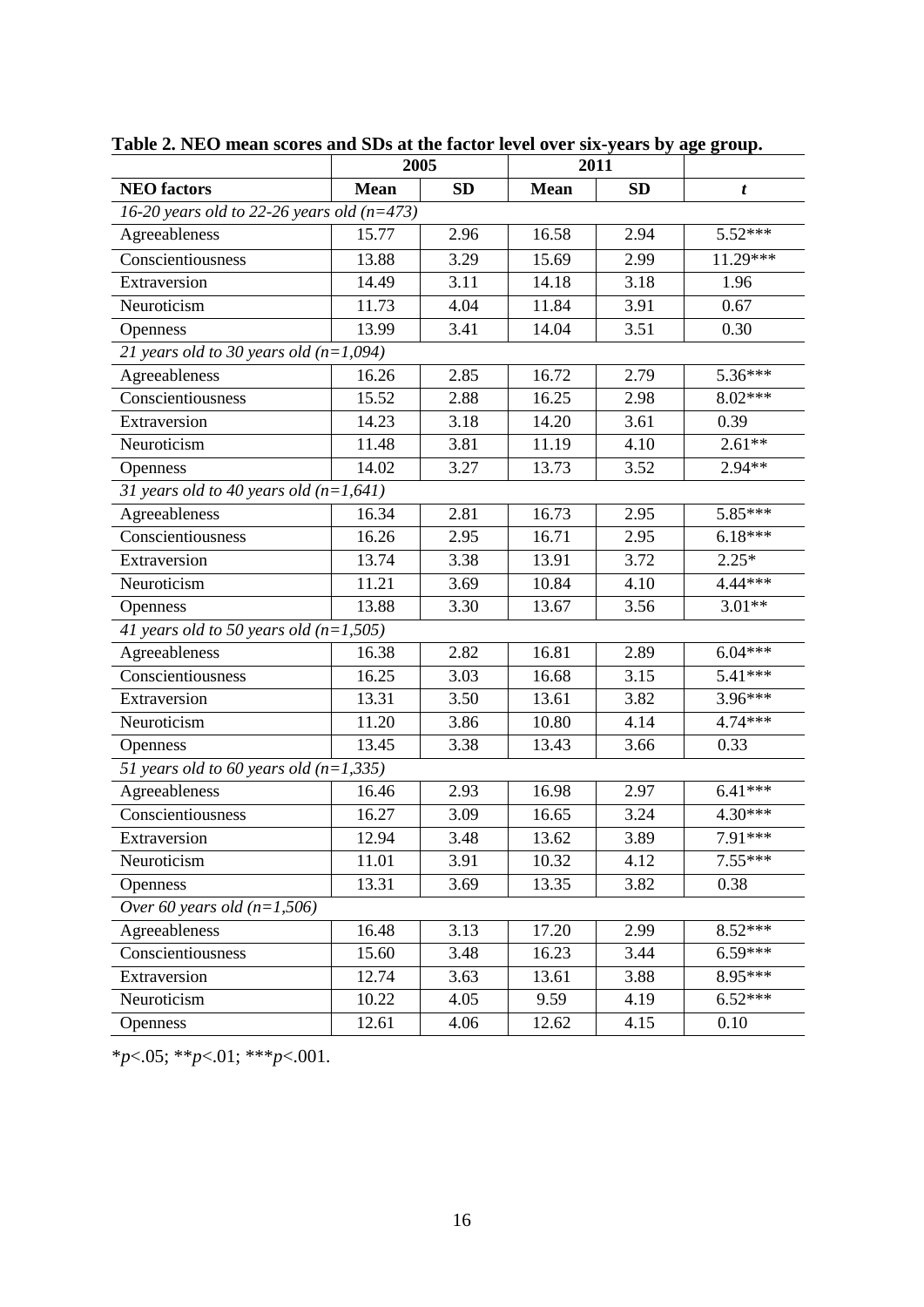**Table 2. NEO mean scores and SDs at the factor level over six-years by age group.**

| | 2005 | | 2011 | | |
|---|---|---|---|---|---|
| **NEO factors** | **Mean** | **SD** | **Mean** | **SD** | ***t*** |
| *16-20 years old to 22-26 years old (n=473)* | | | | | |
| Agreeableness | 15.77 | 2.96 | 16.58 | 2.94 | 5.52*** |
| Conscientiousness | 13.88 | 3.29 | 15.69 | 2.99 | 11.29*** |
| Extraversion | 14.49 | 3.11 | 14.18 | 3.18 | 1.96 |
| Neuroticism | 11.73 | 4.04 | 11.84 | 3.91 | 0.67 |
| Openness | 13.99 | 3.41 | 14.04 | 3.51 | 0.30 |
| *21 years old to 30 years old (n=1,094)* | | | | | |
| Agreeableness | 16.26 | 2.85 | 16.72 | 2.79 | 5.36*** |
| Conscientiousness | 15.52 | 2.88 | 16.25 | 2.98 | 8.02*** |
| Extraversion | 14.23 | 3.18 | 14.20 | 3.61 | 0.39 |
| Neuroticism | 11.48 | 3.81 | 11.19 | 4.10 | 2.61** |
| Openness | 14.02 | 3.27 | 13.73 | 3.52 | 2.94** |
| *31 years old to 40 years old (n=1,641)* | | | | | |
| Agreeableness | 16.34 | 2.81 | 16.73 | 2.95 | 5.85*** |
| Conscientiousness | 16.26 | 2.95 | 16.71 | 2.95 | 6.18*** |
| Extraversion | 13.74 | 3.38 | 13.91 | 3.72 | 2.25* |
| Neuroticism | 11.21 | 3.69 | 10.84 | 4.10 | 4.44*** |
| Openness | 13.88 | 3.30 | 13.67 | 3.56 | 3.01** |
| *41 years old to 50 years old (n=1,505)* | | | | | |
| Agreeableness | 16.38 | 2.82 | 16.81 | 2.89 | 6.04*** |
| Conscientiousness | 16.25 | 3.03 | 16.68 | 3.15 | 5.41*** |
| Extraversion | 13.31 | 3.50 | 13.61 | 3.82 | 3.96*** |
| Neuroticism | 11.20 | 3.86 | 10.80 | 4.14 | 4.74*** |
| Openness | 13.45 | 3.38 | 13.43 | 3.66 | 0.33 |
| *51 years old to 60 years old (n=1,335)* | | | | | |
| Agreeableness | 16.46 | 2.93 | 16.98 | 2.97 | 6.41*** |
| Conscientiousness | 16.27 | 3.09 | 16.65 | 3.24 | 4.30*** |
| Extraversion | 12.94 | 3.48 | 13.62 | 3.89 | 7.91*** |
| Neuroticism | 11.01 | 3.91 | 10.32 | 4.12 | 7.55*** |
| Openness | 13.31 | 3.69 | 13.35 | 3.82 | 0.38 |
| *Over 60 years old (n=1,506)* | | | | | |
| Agreeableness | 16.48 | 3.13 | 17.20 | 2.99 | 8.52*** |
| Conscientiousness | 15.60 | 3.48 | 16.23 | 3.44 | 6.59*** |
| Extraversion | 12.74 | 3.63 | 13.61 | 3.88 | 8.95*** |
| Neuroticism | 10.22 | 4.05 | 9.59 | 4.19 | 6.52*** |
| Openness | 12.61 | 4.06 | 12.62 | 4.15 | 0.10 |

*$p<.05$; **$p<.01$; ***$p<.001$.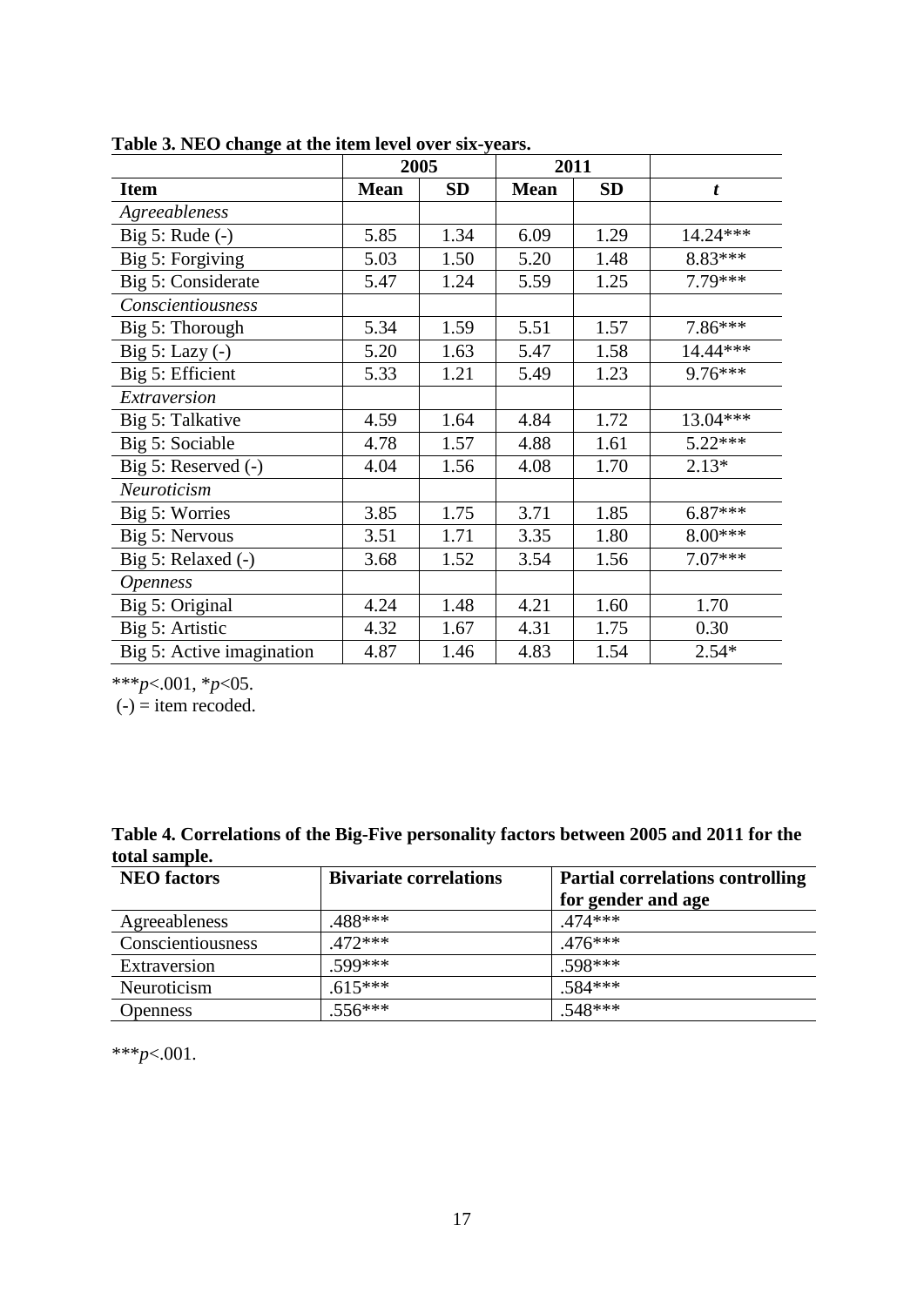**Table 3. NEO change at the item level over six-years.**

| | 2005 | | 2011 | | |
|---|---|---|---|---|---|
| **Item** | **Mean** | **SD** | **Mean** | **SD** | ***t*** |
| *Agreeableness* | | | | | |
| Big 5: Rude (-) | 5.85 | 1.34 | 6.09 | 1.29 | 14.24*** |
| Big 5: Forgiving | 5.03 | 1.50 | 5.20 | 1.48 | 8.83*** |
| Big 5: Considerate | 5.47 | 1.24 | 5.59 | 1.25 | 7.79*** |
| *Conscientiousness* | | | | | |
| Big 5: Thorough | 5.34 | 1.59 | 5.51 | 1.57 | 7.86*** |
| Big 5: Lazy (-) | 5.20 | 1.63 | 5.47 | 1.58 | 14.44*** |
| Big 5: Efficient | 5.33 | 1.21 | 5.49 | 1.23 | 9.76*** |
| *Extraversion* | | | | | |
| Big 5: Talkative | 4.59 | 1.64 | 4.84 | 1.72 | 13.04*** |
| Big 5: Sociable | 4.78 | 1.57 | 4.88 | 1.61 | 5.22*** |
| Big 5: Reserved (-) | 4.04 | 1.56 | 4.08 | 1.70 | 2.13* |
| *Neuroticism* | | | | | |
| Big 5: Worries | 3.85 | 1.75 | 3.71 | 1.85 | 6.87*** |
| Big 5: Nervous | 3.51 | 1.71 | 3.35 | 1.80 | 8.00*** |
| Big 5: Relaxed (-) | 3.68 | 1.52 | 3.54 | 1.56 | 7.07*** |
| *Openness* | | | | | |
| Big 5: Original | 4.24 | 1.48 | 4.21 | 1.60 | 1.70 |
| Big 5: Artistic | 4.32 | 1.67 | 4.31 | 1.75 | 0.30 |
| Big 5: Active imagination | 4.87 | 1.46 | 4.83 | 1.54 | 2.54* |

***$p<.001$, *$p<05$.
(-) = item recoded.

**Table 4. Correlations of the Big-Five personality factors between 2005 and 2011 for the total sample.**

| **NEO factors** | **Bivariate correlations** | **Partial correlations controlling for gender and age** |
|---|---|---|
| Agreeableness | .488*** | .474*** |
| Conscientiousness | .472*** | .476*** |
| Extraversion | .599*** | .598*** |
| Neuroticism | .615*** | .584*** |
| Openness | .556*** | .548*** |

***$p<.001$.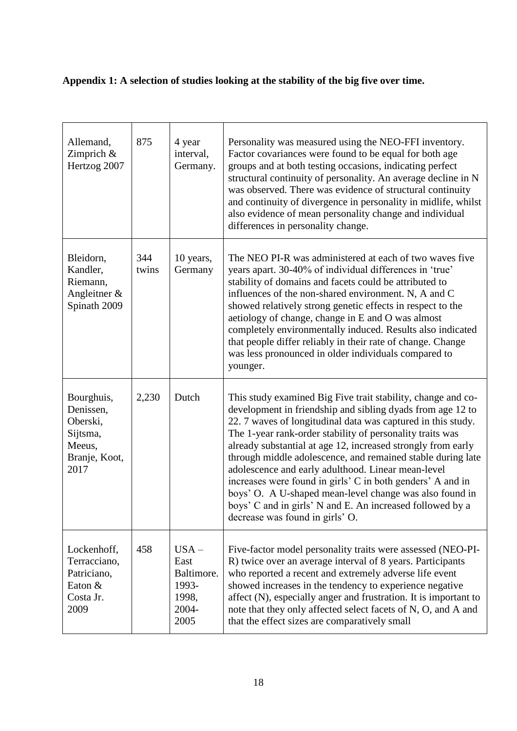**Appendix 1: A selection of studies looking at the stability of the big five over time.**

| | | | |
|---|---|---|---|
| Allemand, Zimprich & Hertzog 2007 | 875 | 4 year interval, Germany. | Personality was measured using the NEO-FFI inventory. Factor covariances were found to be equal for both age groups and at both testing occasions, indicating perfect structural continuity of personality. An average decline in N was observed. There was evidence of structural continuity and continuity of divergence in personality in midlife, whilst also evidence of mean personality change and individual differences in personality change. |
| Bleidorn, Kandler, Riemann, Angleitner & Spinath 2009 | 344 twins | 10 years, Germany | The NEO PI-R was administered at each of two waves five years apart. 30-40% of individual differences in 'true' stability of domains and facets could be attributed to influences of the non-shared environment. N, A and C showed relatively strong genetic effects in respect to the aetiology of change, change in E and O was almost completely environmentally induced. Results also indicated that people differ reliably in their rate of change. Change was less pronounced in older individuals compared to younger. |
| Bourghuis, Denissen, Oberski, Sijtsma, Meeus, Branje, Koot, 2017 | 2,230 | Dutch | This study examined Big Five trait stability, change and co-development in friendship and sibling dyads from age 12 to 22. 7 waves of longitudinal data was captured in this study. The 1-year rank-order stability of personality traits was already substantial at age 12, increased strongly from early through middle adolescence, and remained stable during late adolescence and early adulthood. Linear mean-level increases were found in girls' C in both genders' A and in boys' O. A U-shaped mean-level change was also found in boys' C and in girls' N and E. An increased followed by a decrease was found in girls' O. |
| Lockenhoff, Terracciano, Patriciano, Eaton & Costa Jr. 2009 | 458 | USA – East Baltimore. 1993-1998, 2004-2005 | Five-factor model personality traits were assessed (NEO-PI-R) twice over an average interval of 8 years. Participants who reported a recent and extremely adverse life event showed increases in the tendency to experience negative affect (N), especially anger and frustration. It is important to note that they only affected select facets of N, O, and A and that the effect sizes are comparatively small |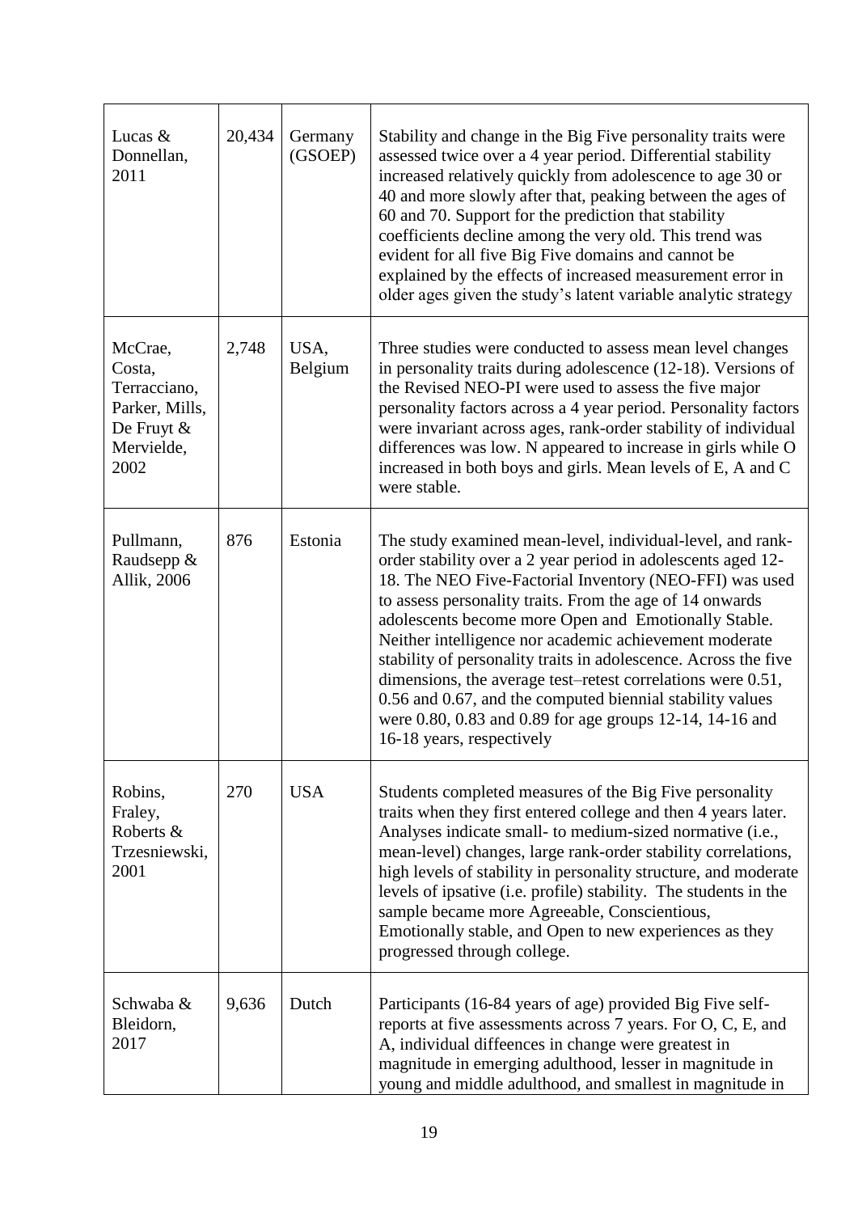| Lucas & Donnellan, 2011 | 20,434 | Germany (GSOEP) | Stability and change in the Big Five personality traits were assessed twice over a 4 year period. Differential stability increased relatively quickly from adolescence to age 30 or 40 and more slowly after that, peaking between the ages of 60 and 70. Support for the prediction that stability coefficients decline among the very old. This trend was evident for all five Big Five domains and cannot be explained by the effects of increased measurement error in older ages given the study's latent variable analytic strategy |
|---|---|---|---|
| McCrae, Costa, Terracciano, Parker, Mills, De Fruyt & Mervielde, 2002 | 2,748 | USA, Belgium | Three studies were conducted to assess mean level changes in personality traits during adolescence (12-18). Versions of the Revised NEO-PI were used to assess the five major personality factors across a 4 year period. Personality factors were invariant across ages, rank-order stability of individual differences was low. N appeared to increase in girls while O increased in both boys and girls. Mean levels of E, A and C were stable. |
| Pullmann, Raudsepp & Allik, 2006 | 876 | Estonia | The study examined mean-level, individual-level, and rank-order stability over a 2 year period in adolescents aged 12-18. The NEO Five-Factorial Inventory (NEO-FFI) was used to assess personality traits. From the age of 14 onwards adolescents become more Open and Emotionally Stable. Neither intelligence nor academic achievement moderate stability of personality traits in adolescence. Across the five dimensions, the average test–retest correlations were 0.51, 0.56 and 0.67, and the computed biennial stability values were 0.80, 0.83 and 0.89 for age groups 12-14, 14-16 and 16-18 years, respectively |
| Robins, Fraley, Roberts & Trzesniewski, 2001 | 270 | USA | Students completed measures of the Big Five personality traits when they first entered college and then 4 years later. Analyses indicate small- to medium-sized normative (i.e., mean-level) changes, large rank-order stability correlations, high levels of stability in personality structure, and moderate levels of ipsative (i.e. profile) stability. The students in the sample became more Agreeable, Conscientious, Emotionally stable, and Open to new experiences as they progressed through college. |
| Schwaba & Bleidorn, 2017 | 9,636 | Dutch | Participants (16-84 years of age) provided Big Five self-reports at five assessments across 7 years. For O, C, E, and A, individual diffeences in change were greatest in magnitude in emerging adulthood, lesser in magnitude in young and middle adulthood, and smallest in magnitude in |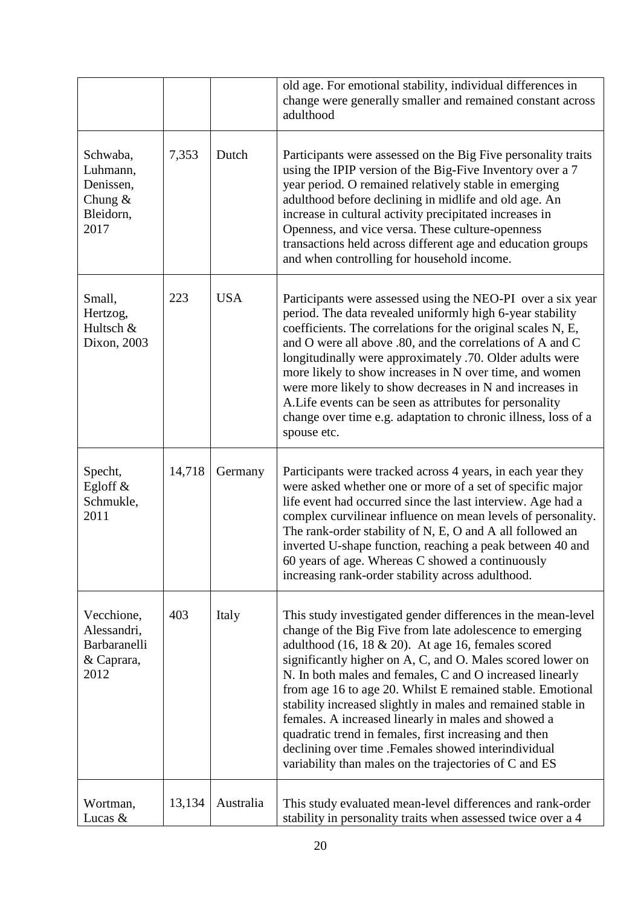| | | | |
|---|---|---|---|
| | | | old age. For emotional stability, individual differences in change were generally smaller and remained constant across adulthood |
| Schwaba, Luhmann, Denissen, Chung & Bleidorn, 2017 | 7,353 | Dutch | Participants were assessed on the Big Five personality traits using the IPIP version of the Big-Five Inventory over a 7 year period. O remained relatively stable in emerging adulthood before declining in midlife and old age. An increase in cultural activity precipitated increases in Openness, and vice versa. These culture-openness transactions held across different age and education groups and when controlling for household income. |
| Small, Hertzog, Hultsch & Dixon, 2003 | 223 | USA | Participants were assessed using the NEO-PI over a six year period. The data revealed uniformly high 6-year stability coefficients. The correlations for the original scales N, E, and O were all above .80, and the correlations of A and C longitudinally were approximately .70. Older adults were more likely to show increases in N over time, and women were more likely to show decreases in N and increases in A.Life events can be seen as attributes for personality change over time e.g. adaptation to chronic illness, loss of a spouse etc. |
| Specht, Egloff & Schmukle, 2011 | 14,718 | Germany | Participants were tracked across 4 years, in each year they were asked whether one or more of a set of specific major life event had occurred since the last interview. Age had a complex curvilinear influence on mean levels of personality. The rank-order stability of N, E, O and A all followed an inverted U-shape function, reaching a peak between 40 and 60 years of age. Whereas C showed a continuously increasing rank-order stability across adulthood. |
| Vecchione, Alessandri, Barbaranelli & Caprara, 2012 | 403 | Italy | This study investigated gender differences in the mean-level change of the Big Five from late adolescence to emerging adulthood (16, 18 & 20). At age 16, females scored significantly higher on A, C, and O. Males scored lower on N. In both males and females, C and O increased linearly from age 16 to age 20. Whilst E remained stable. Emotional stability increased slightly in males and remained stable in females. A increased linearly in males and showed a quadratic trend in females, first increasing and then declining over time .Females showed interindividual variability than males on the trajectories of C and ES |
| Wortman, Lucas & | 13,134 | Australia | This study evaluated mean-level differences and rank-order stability in personality traits when assessed twice over a 4 |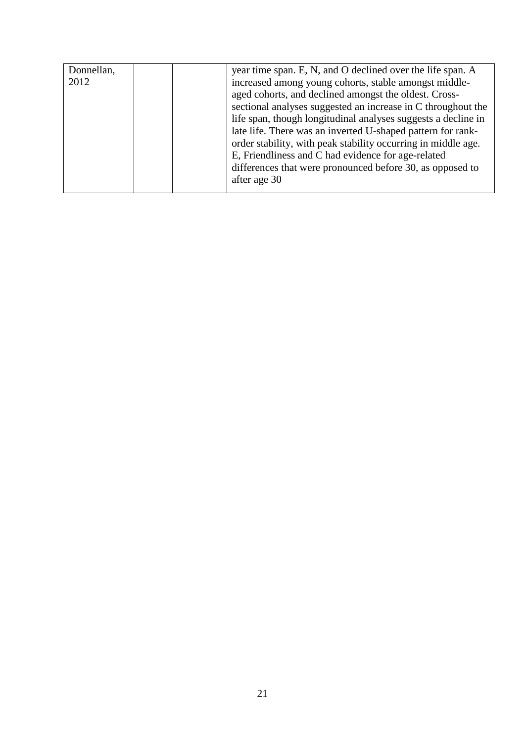| | | | |
|---|---|---|---|
| Donnellan, 2012 | | | year time span. E, N, and O declined over the life span. A increased among young cohorts, stable amongst middle-aged cohorts, and declined amongst the oldest. Cross-sectional analyses suggested an increase in C throughout the life span, though longitudinal analyses suggests a decline in late life. There was an inverted U-shaped pattern for rank-order stability, with peak stability occurring in middle age. E, Friendliness and C had evidence for age-related differences that were pronounced before 30, as opposed to after age 30 |